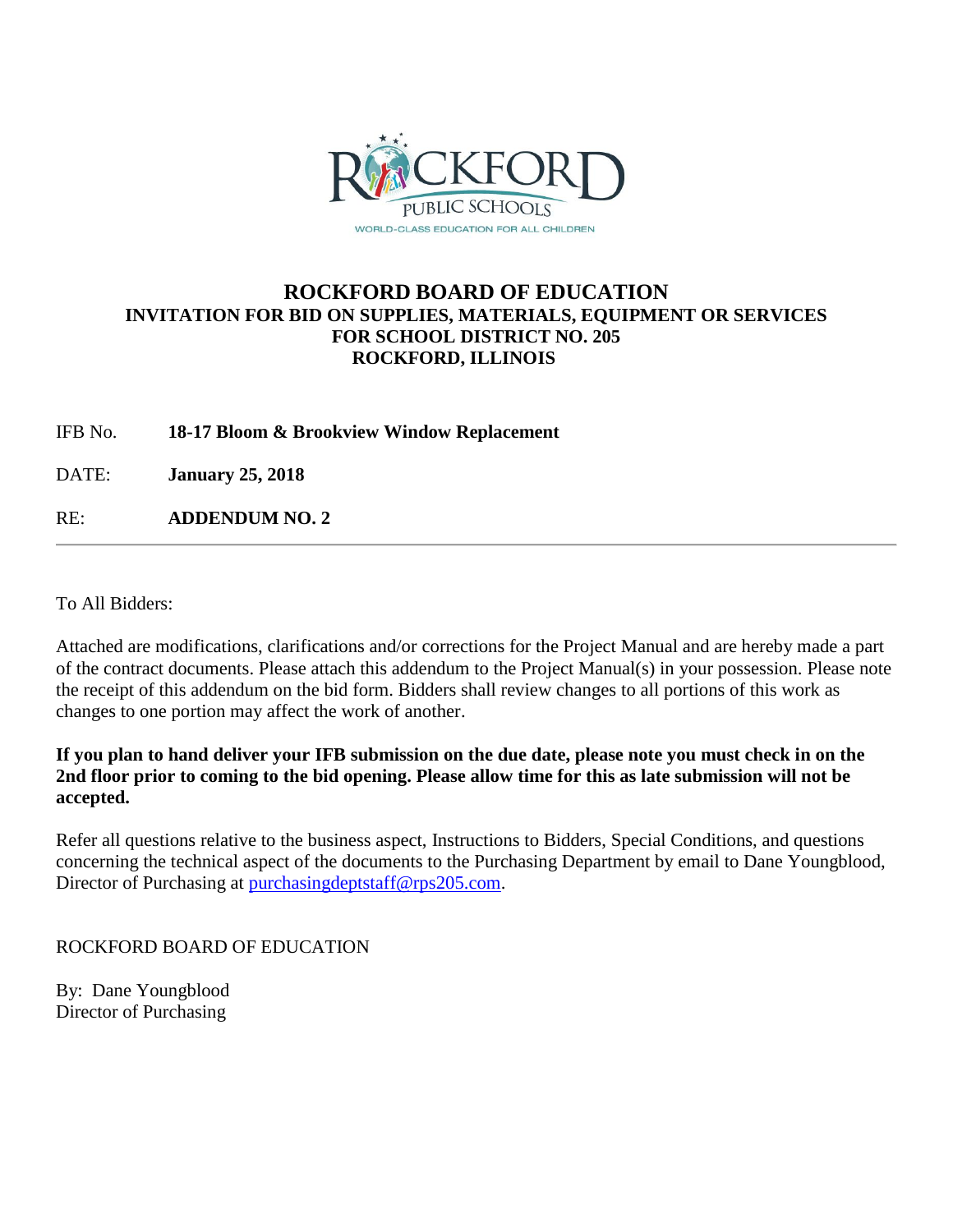# ROCKFORD BOARD OF EDUCATION

**INVITATION FOR BID ON SUPPLIES, MATERIALS, EQUIPMENT OR SERVICES FOR SCHOOL DISTRICT NO. 205 ROCKFORD, ILLINOIS**

IFB No. **18-17 Bloom & Brookview Window Replacement**

DATE: **January 25, 2018**

RE: **ADDENDUM NO. 2**

---

To All Bidders:

Attached are modifications, clarifications and/or corrections for the Project Manual and are hereby made a part of the contract documents. Please attach this addendum to the Project Manual(s) in your possession. Please note the receipt of this addendum on the bid form. Bidders shall review changes to all portions of this work as changes to one portion may affect the work of another.

**If you plan to hand deliver your IFB submission on the due date, please note you must check in on the 2nd floor prior to coming to the bid opening. Please allow time for this as late submission will not be accepted.**

Refer all questions relative to the business aspect, Instructions to Bidders, Special Conditions, and questions concerning the technical aspect of the documents to the Purchasing Department by email to Dane Youngblood, Director of Purchasing at purchasingdeptstaff@rps205.com.

ROCKFORD BOARD OF EDUCATION

By: Dane Youngblood
Director of Purchasing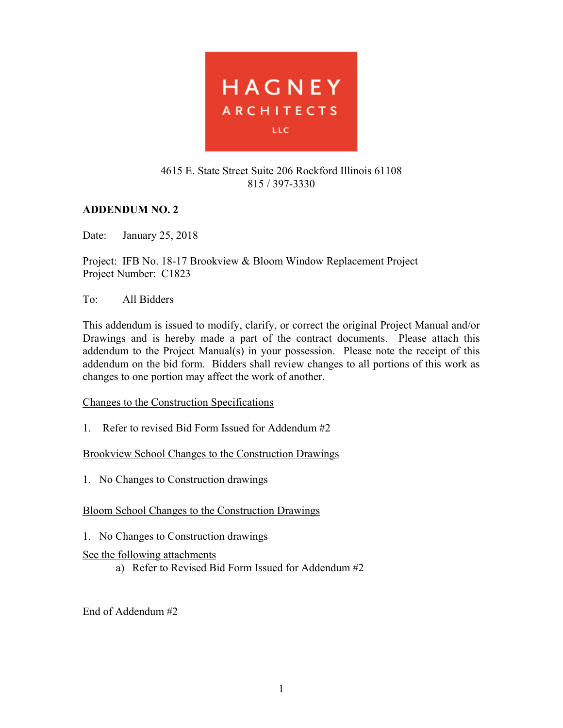HAGNEY

ARCHITECTS

LLC

4615 E. State Street Suite 206 Rockford Illinois 61108
815 / 397-3330

**ADDENDUM NO. 2**

Date: January 25, 2018

Project: IFB No. 18-17 Brookview & Bloom Window Replacement Project
Project Number: C1823

To: All Bidders

This addendum is issued to modify, clarify, or correct the original Project Manual and/or Drawings and is hereby made a part of the contract documents. Please attach this addendum to the Project Manual(s) in your possession. Please note the receipt of this addendum on the bid form. Bidders shall review changes to all portions of this work as changes to one portion may affect the work of another.

Changes to the Construction Specifications

1. Refer to revised Bid Form Issued for Addendum #2

Brookview School Changes to the Construction Drawings

1. No Changes to Construction drawings

Bloom School Changes to the Construction Drawings

1. No Changes to Construction drawings

See the following attachments

a) Refer to Revised Bid Form Issued for Addendum #2

End of Addendum #2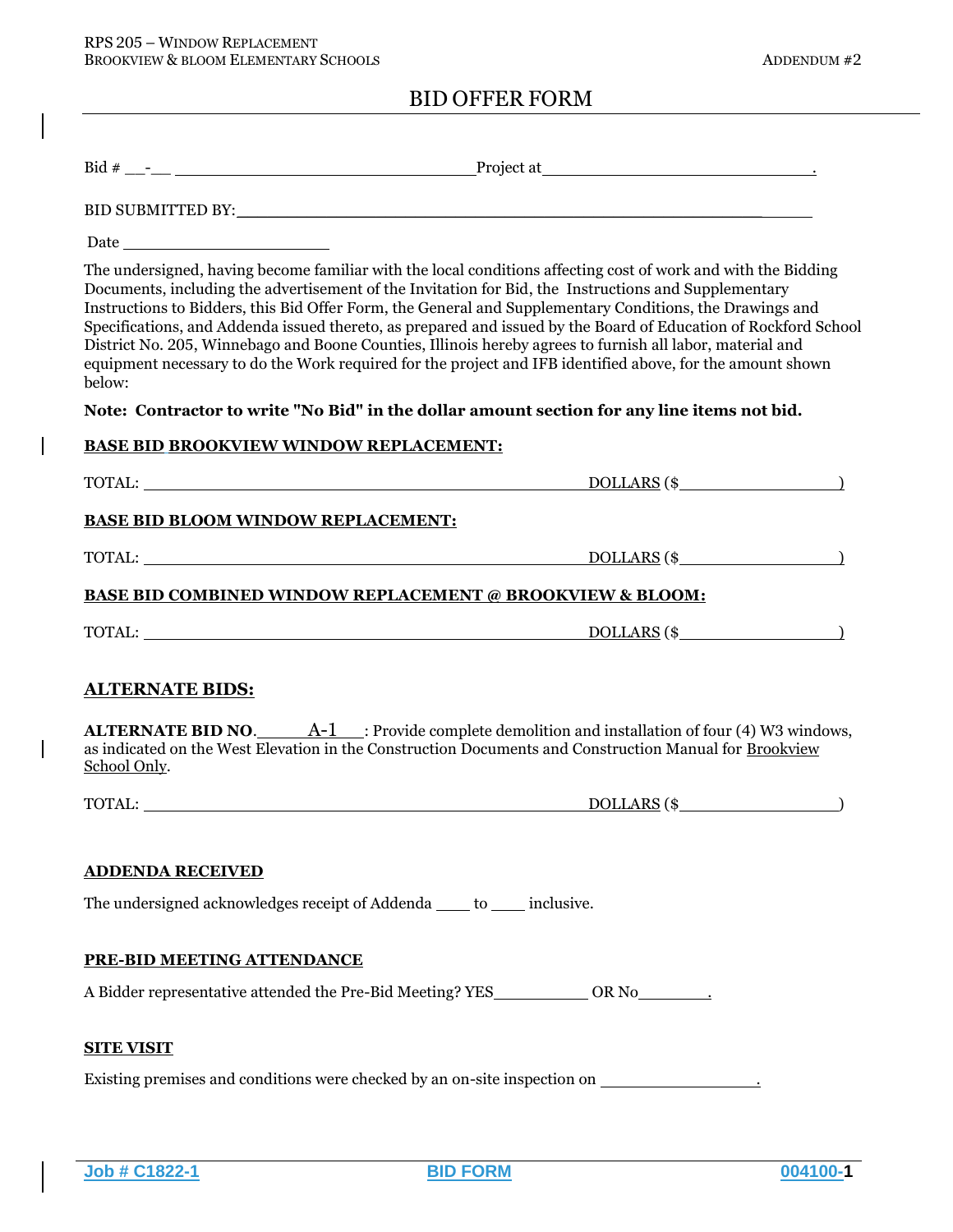# BID OFFER FORM

Bid # \_\_-\_\_ \_\_\_\_\_\_\_\_\_\_\_\_\_\_\_\_\_\_\_\_\_\_\_\_\_\_\_\_\_\_ Project at \_\_\_\_\_\_\_\_\_\_\_\_\_\_\_\_\_\_\_\_\_\_\_\_\_\_\_\_\_\_.

BID SUBMITTED BY: \_\_\_\_\_\_\_\_\_\_\_\_\_\_\_\_\_\_\_\_\_\_\_\_\_\_\_\_\_\_\_\_\_\_\_\_\_\_\_\_\_\_\_\_\_\_\_\_\_\_\_\_

Date \_\_\_\_\_\_\_\_\_\_\_\_\_\_\_\_\_\_\_\_\_\_

The undersigned, having become familiar with the local conditions affecting cost of work and with the Bidding Documents, including the advertisement of the Invitation for Bid, the Instructions and Supplementary Instructions to Bidders, this Bid Offer Form, the General and Supplementary Conditions, the Drawings and Specifications, and Addenda issued thereto, as prepared and issued by the Board of Education of Rockford School District No. 205, Winnebago and Boone Counties, Illinois hereby agrees to furnish all labor, material and equipment necessary to do the Work required for the project and IFB identified above, for the amount shown below:

**Note: Contractor to write "No Bid" in the dollar amount section for any line items not bid.**

**BASE BID BROOKVIEW WINDOW REPLACEMENT:**

TOTAL: \_\_\_\_\_\_\_\_\_\_\_\_\_\_\_\_\_\_\_\_\_\_\_\_\_\_\_\_\_\_\_\_\_\_\_\_\_\_\_\_\_\_\_\_ DOLLARS ($\_\_\_\_\_\_\_\_\_\_\_\_\_\_\_\_\_)

**BASE BID BLOOM WINDOW REPLACEMENT:**

TOTAL: \_\_\_\_\_\_\_\_\_\_\_\_\_\_\_\_\_\_\_\_\_\_\_\_\_\_\_\_\_\_\_\_\_\_\_\_\_\_\_\_\_\_\_\_ DOLLARS ($\_\_\_\_\_\_\_\_\_\_\_\_\_\_\_\_\_)

**BASE BID COMBINED WINDOW REPLACEMENT @ BROOKVIEW & BLOOM:**

TOTAL: \_\_\_\_\_\_\_\_\_\_\_\_\_\_\_\_\_\_\_\_\_\_\_\_\_\_\_\_\_\_\_\_\_\_\_\_\_\_\_\_\_\_\_\_ DOLLARS ($\_\_\_\_\_\_\_\_\_\_\_\_\_\_\_\_\_)

## ALTERNATE BIDS:

**ALTERNATE BID NO.** \_\_A-1\_\_: Provide complete demolition and installation of four (4) W3 windows, as indicated on the West Elevation in the Construction Documents and Construction Manual for Brookview School Only.

TOTAL: \_\_\_\_\_\_\_\_\_\_\_\_\_\_\_\_\_\_\_\_\_\_\_\_\_\_\_\_\_\_\_\_\_\_\_\_\_\_\_\_\_\_\_\_ DOLLARS ($\_\_\_\_\_\_\_\_\_\_\_\_\_\_\_\_\_)

**ADDENDA RECEIVED**

The undersigned acknowledges receipt of Addenda \_\_\_\_ to \_\_\_\_ inclusive.

**PRE-BID MEETING ATTENDANCE**

A Bidder representative attended the Pre-Bid Meeting? YES\_\_\_\_\_\_\_\_\_\_ OR No\_\_\_\_\_\_\_\_.

**SITE VISIT**

Existing premises and conditions were checked by an on-site inspection on \_\_\_\_\_\_\_\_\_\_\_\_\_\_\_\_\_.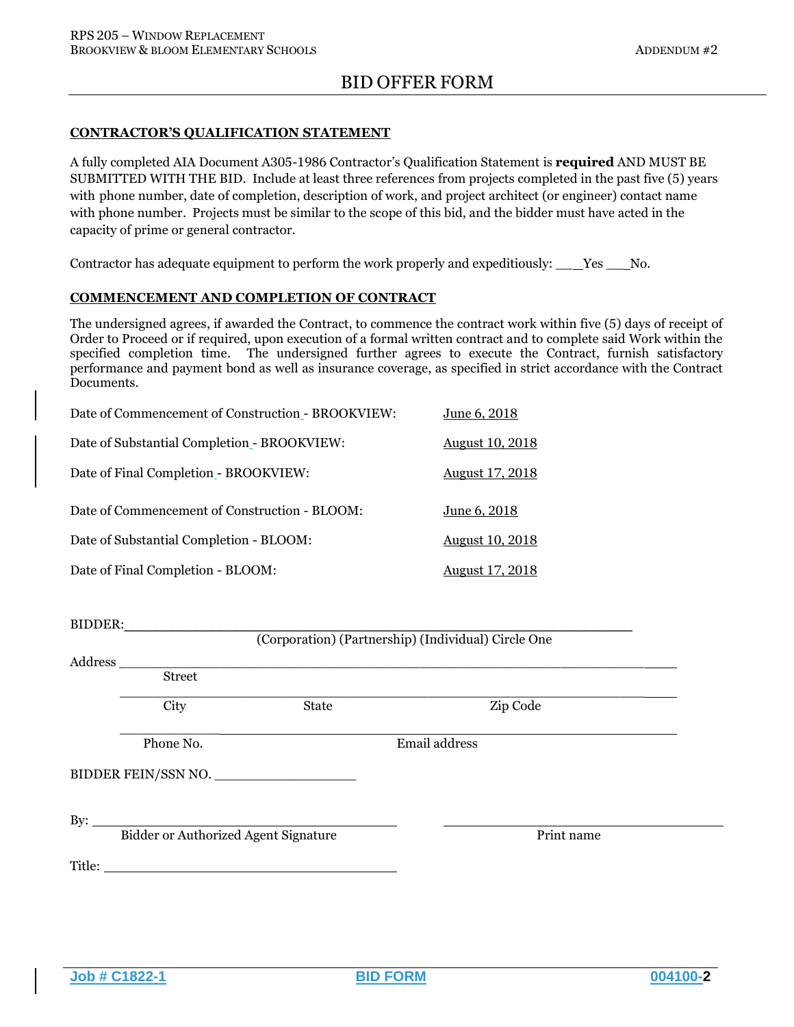# BID OFFER FORM

**CONTRACTOR'S QUALIFICATION STATEMENT**

A fully completed AIA Document A305-1986 Contractor's Qualification Statement is **required** AND MUST BE SUBMITTED WITH THE BID. Include at least three references from projects completed in the past five (5) years with phone number, date of completion, description of work, and project architect (or engineer) contact name with phone number. Projects must be similar to the scope of this bid, and the bidder must have acted in the capacity of prime or general contractor.

Contractor has adequate equipment to perform the work properly and expeditiously: \_\_\_\_Yes \_\_\_No.

**COMMENCEMENT AND COMPLETION OF CONTRACT**

The undersigned agrees, if awarded the Contract, to commence the contract work within five (5) days of receipt of Order to Proceed or if required, upon execution of a formal written contract and to complete said Work within the specified completion time. The undersigned further agrees to execute the Contract, furnish satisfactory performance and payment bond as well as insurance coverage, as specified in strict accordance with the Contract Documents.

| | |
|---|---|
| Date of Commencement of Construction - BROOKVIEW: | June 6, 2018 |
| Date of Substantial Completion - BROOKVIEW: | August 10, 2018 |
| Date of Final Completion - BROOKVIEW: | August 17, 2018 |
| Date of Commencement of Construction - BLOOM: | June 6, 2018 |
| Date of Substantial Completion - BLOOM: | August 10, 2018 |
| Date of Final Completion - BLOOM: | August 17, 2018 |

BIDDER:\_\_\_\_\_\_\_\_\_\_\_\_\_\_\_\_\_\_\_\_\_\_\_\_\_\_\_\_\_\_\_\_\_\_\_\_\_\_\_\_\_\_\_\_\_\_\_\_\_\_\_\_\_\_

(Corporation) (Partnership) (Individual) Circle One

Address \_\_\_\_\_\_\_\_\_\_\_\_\_\_\_\_\_\_\_\_\_\_\_\_\_\_\_\_\_\_\_\_\_\_\_\_\_\_\_\_\_\_\_\_\_\_\_\_\_\_\_\_\_\_

Street

\_\_\_\_\_\_\_\_\_\_\_\_\_\_\_\_\_\_\_\_\_\_\_\_\_\_\_\_\_\_\_\_\_\_\_\_\_\_\_\_\_\_\_\_\_\_\_\_\_\_\_\_\_\_

City State Zip Code

\_\_\_\_\_\_\_\_\_\_\_\_\_\_\_\_\_\_\_\_\_\_\_\_\_\_\_\_\_\_\_\_\_\_\_\_\_\_\_\_\_\_\_\_\_\_\_\_\_\_\_\_\_\_

Phone No. Email address

BIDDER FEIN/SSN NO. \_\_\_\_\_\_\_\_\_\_\_\_\_\_\_\_\_\_

By: \_\_\_\_\_\_\_\_\_\_\_\_\_\_\_\_\_\_\_\_\_\_\_\_\_\_\_\_\_\_\_\_\_\_\_\_\_\_ \_\_\_\_\_\_\_\_\_\_\_\_\_\_\_\_\_\_\_\_\_\_\_\_\_\_\_\_\_\_\_\_\_\_\_\_

Bidder or Authorized Agent Signature Print name

Title: \_\_\_\_\_\_\_\_\_\_\_\_\_\_\_\_\_\_\_\_\_\_\_\_\_\_\_\_\_\_\_\_\_\_\_\_\_\_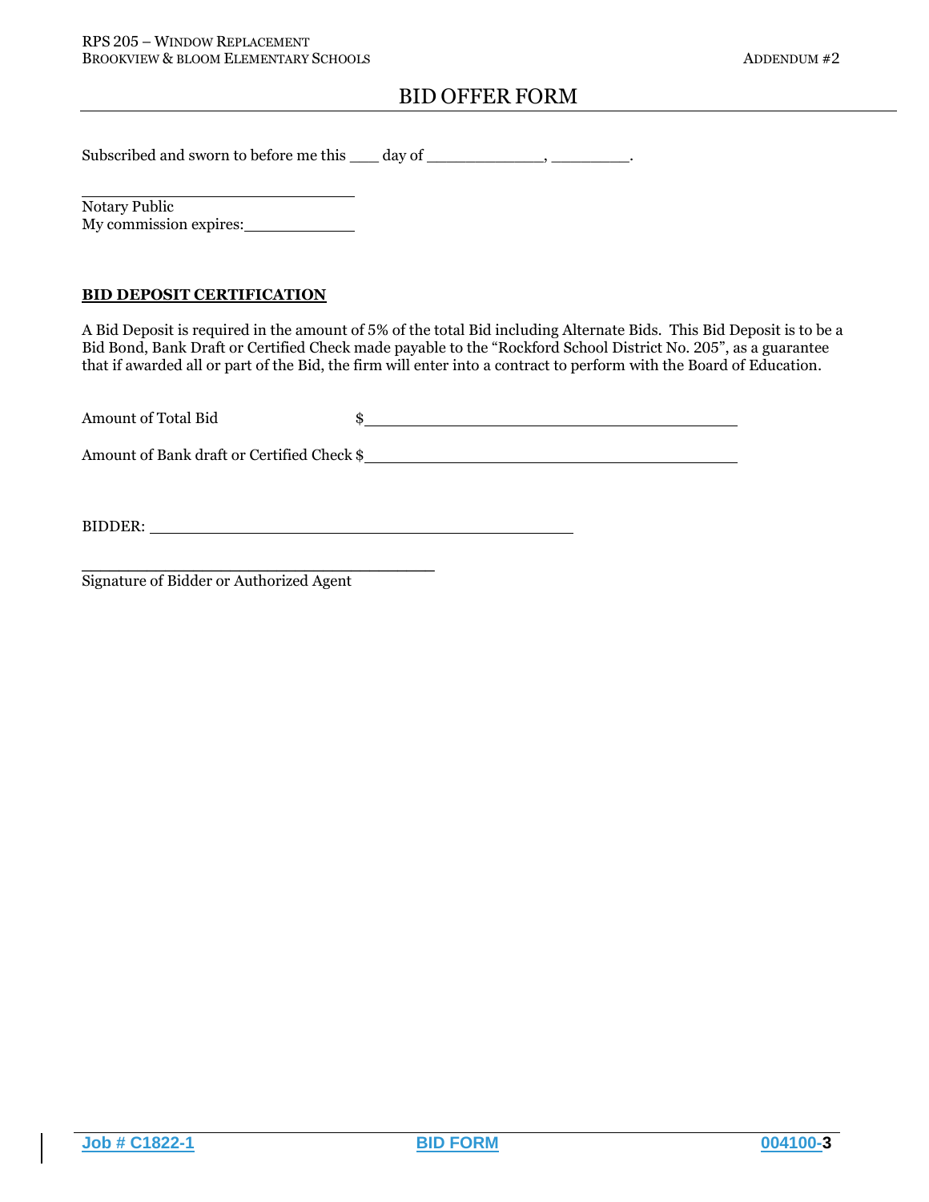# BID OFFER FORM

Subscribed and sworn to before me this ___ day of ____________, ________.

______________________________
Notary Public
My commission expires: ____________

**BID DEPOSIT CERTIFICATION**

A Bid Deposit is required in the amount of 5% of the total Bid including Alternate Bids. This Bid Deposit is to be a Bid Bond, Bank Draft or Certified Check made payable to the "Rockford School District No. 205", as a guarantee that if awarded all or part of the Bid, the firm will enter into a contract to perform with the Board of Education.

Amount of Total Bid $________________________________________

Amount of Bank draft or Certified Check $________________________________________

BIDDER: ______________________________________________

______________________________________
Signature of Bidder or Authorized Agent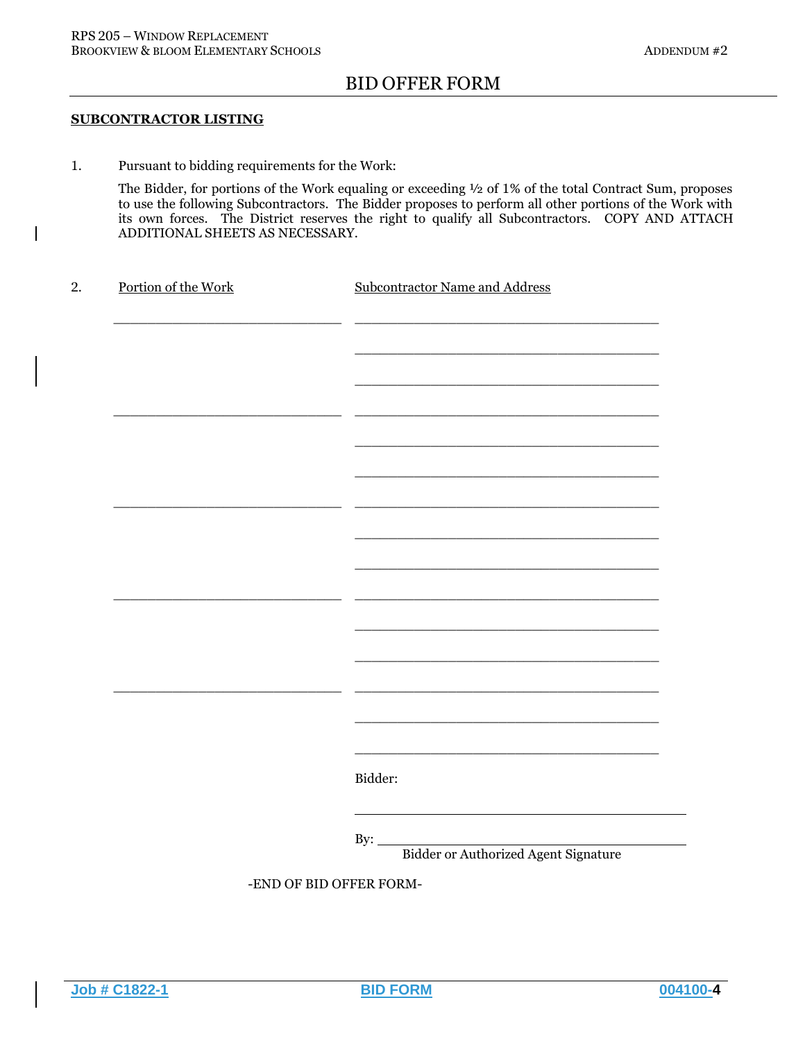# BID OFFER FORM

**SUBCONTRACTOR LISTING**

1. Pursuant to bidding requirements for the Work:

   The Bidder, for portions of the Work equaling or exceeding ½ of 1% of the total Contract Sum, proposes to use the following Subcontractors. The Bidder proposes to perform all other portions of the Work with its own forces. The District reserves the right to qualify all Subcontractors. COPY AND ATTACH ADDITIONAL SHEETS AS NECESSARY.

2. Portion of the Work — Subcontractor Name and Address

| Portion of the Work | Subcontractor Name and Address |
|---|---|
| ______________________________ | ________________________________________ |
| | ________________________________________ |
| | ________________________________________ |
| ______________________________ | ________________________________________ |
| | ________________________________________ |
| | ________________________________________ |
| ______________________________ | ________________________________________ |
| | ________________________________________ |
| | ________________________________________ |
| ______________________________ | ________________________________________ |
| | ________________________________________ |
| | ________________________________________ |
| ______________________________ | ________________________________________ |
| | ________________________________________ |
| | ________________________________________ |

Bidder:

________________________________________

By: ________________________________________
Bidder or Authorized Agent Signature

-END OF BID OFFER FORM-